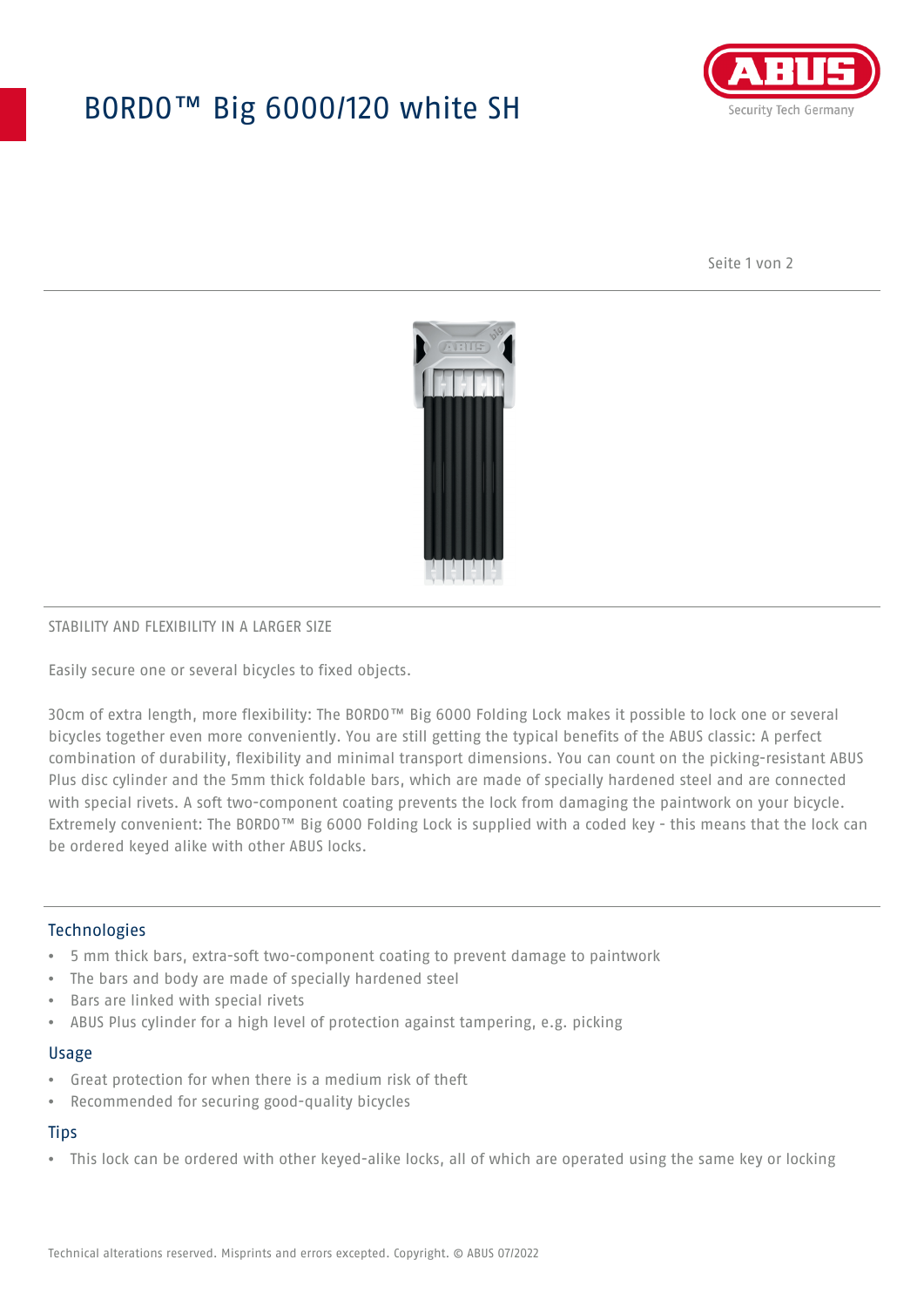# BORDO™ Big 6000/120 white SH

STABILITY AND FLEXIBILITY IN A LARGER SIZE

Easily secure one or several bicycles to fixed objects.

30cm of extra length, more flexibility: The BORDO™ Big 6000 Folding Lock makes it possible to lock one or several bicycles together even more conveniently. You are still getting the typical benefits of the ABUS classic: A perfect combination of durability, flexibility and minimal transport dimensions. You can count on the picking-resistant ABUS Plus disc cylinder and the 5mm thick foldable bars, which are made of specially hardened steel and are connected with special rivets. A soft two-component coating prevents the lock from damaging the paintwork on your bicycle. Extremely convenient: The BORDO™ Big 6000 Folding Lock is supplied with a coded key - this means that the lock can be ordered keyed alike with other ABUS locks.

## Technologies

- 5 mm thick bars, extra-soft two-component coating to prevent damage to paintwork
- The bars and body are made of specially hardened steel
- Bars are linked with special rivets
- ABUS Plus cylinder for a high level of protection against tampering, e.g. picking

## Usage

- Great protection for when there is a medium risk of theft
- Recommended for securing good-quality bicycles

## Tips

- This lock can be ordered with other keyed-alike locks, all of which are operated using the same key or locking

Technical alterations reserved. Misprints and errors excepted. Copyright. © ABUS 07/2022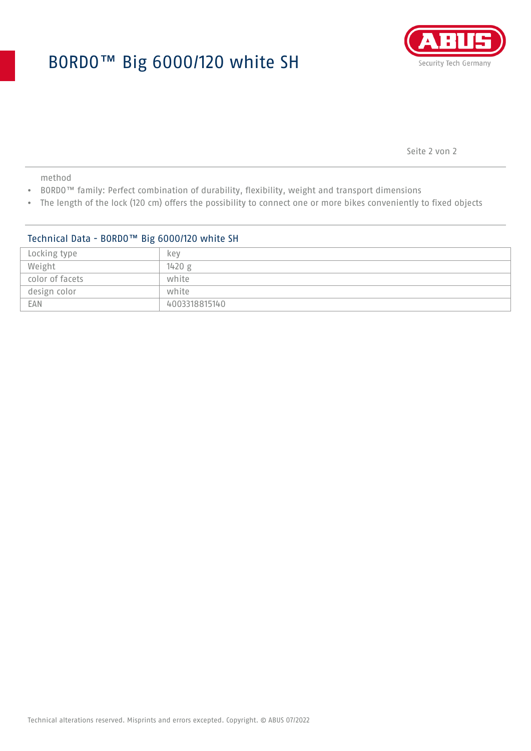method

- BORDO™ family: Perfect combination of durability, flexibility, weight and transport dimensions
- The length of the lock (120 cm) offers the possibility to connect one or more bikes conveniently to fixed objects

## Technical Data - BORDO™ Big 6000/120 white SH

| | |
|---|---|
| Locking type | key |
| Weight | 1420 g |
| color of facets | white |
| design color | white |
| EAN | 4003318815140 |

Technical alterations reserved. Misprints and errors excepted. Copyright. © ABUS 07/2022